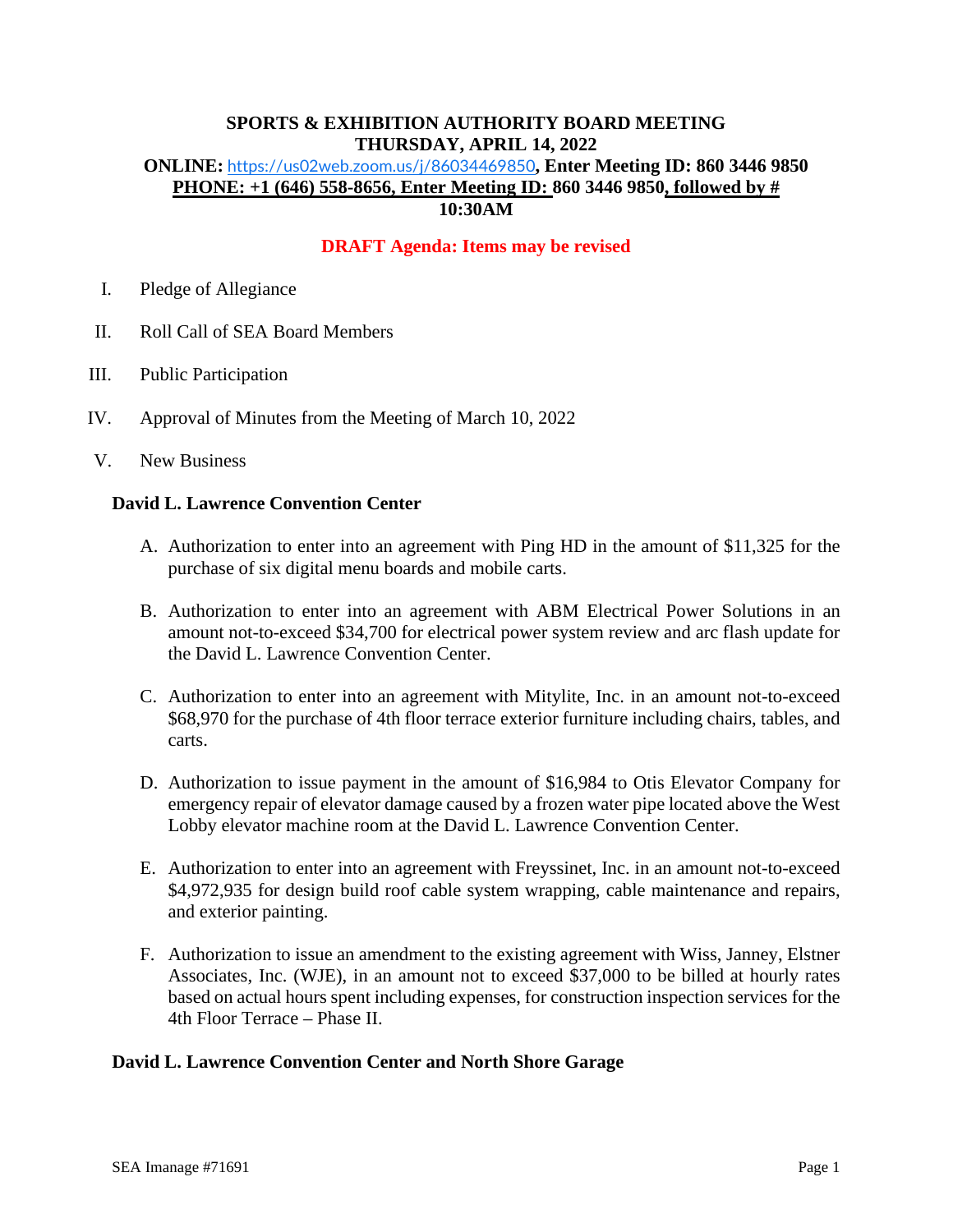**SPORTS & EXHIBITION AUTHORITY BOARD MEETING**
**THURSDAY, APRIL 14, 2022**
**ONLINE:** https://us02web.zoom.us/j/86034469850**, Enter Meeting ID: 860 3446 9850**
**PHONE: +1 (646) 558-8656, Enter Meeting ID: 860 3446 9850, followed by #**
**10:30AM**

**DRAFT Agenda: Items may be revised**

I. Pledge of Allegiance

II. Roll Call of SEA Board Members

III. Public Participation

IV. Approval of Minutes from the Meeting of March 10, 2022

V. New Business

**David L. Lawrence Convention Center**

A. Authorization to enter into an agreement with Ping HD in the amount of $11,325 for the purchase of six digital menu boards and mobile carts.

B. Authorization to enter into an agreement with ABM Electrical Power Solutions in an amount not-to-exceed $34,700 for electrical power system review and arc flash update for the David L. Lawrence Convention Center.

C. Authorization to enter into an agreement with Mitylite, Inc. in an amount not-to-exceed $68,970 for the purchase of 4th floor terrace exterior furniture including chairs, tables, and carts.

D. Authorization to issue payment in the amount of $16,984 to Otis Elevator Company for emergency repair of elevator damage caused by a frozen water pipe located above the West Lobby elevator machine room at the David L. Lawrence Convention Center.

E. Authorization to enter into an agreement with Freyssinet, Inc. in an amount not-to-exceed $4,972,935 for design build roof cable system wrapping, cable maintenance and repairs, and exterior painting.

F. Authorization to issue an amendment to the existing agreement with Wiss, Janney, Elstner Associates, Inc. (WJE), in an amount not to exceed $37,000 to be billed at hourly rates based on actual hours spent including expenses, for construction inspection services for the 4th Floor Terrace – Phase II.

**David L. Lawrence Convention Center and North Shore Garage**

SEA Imanage #71691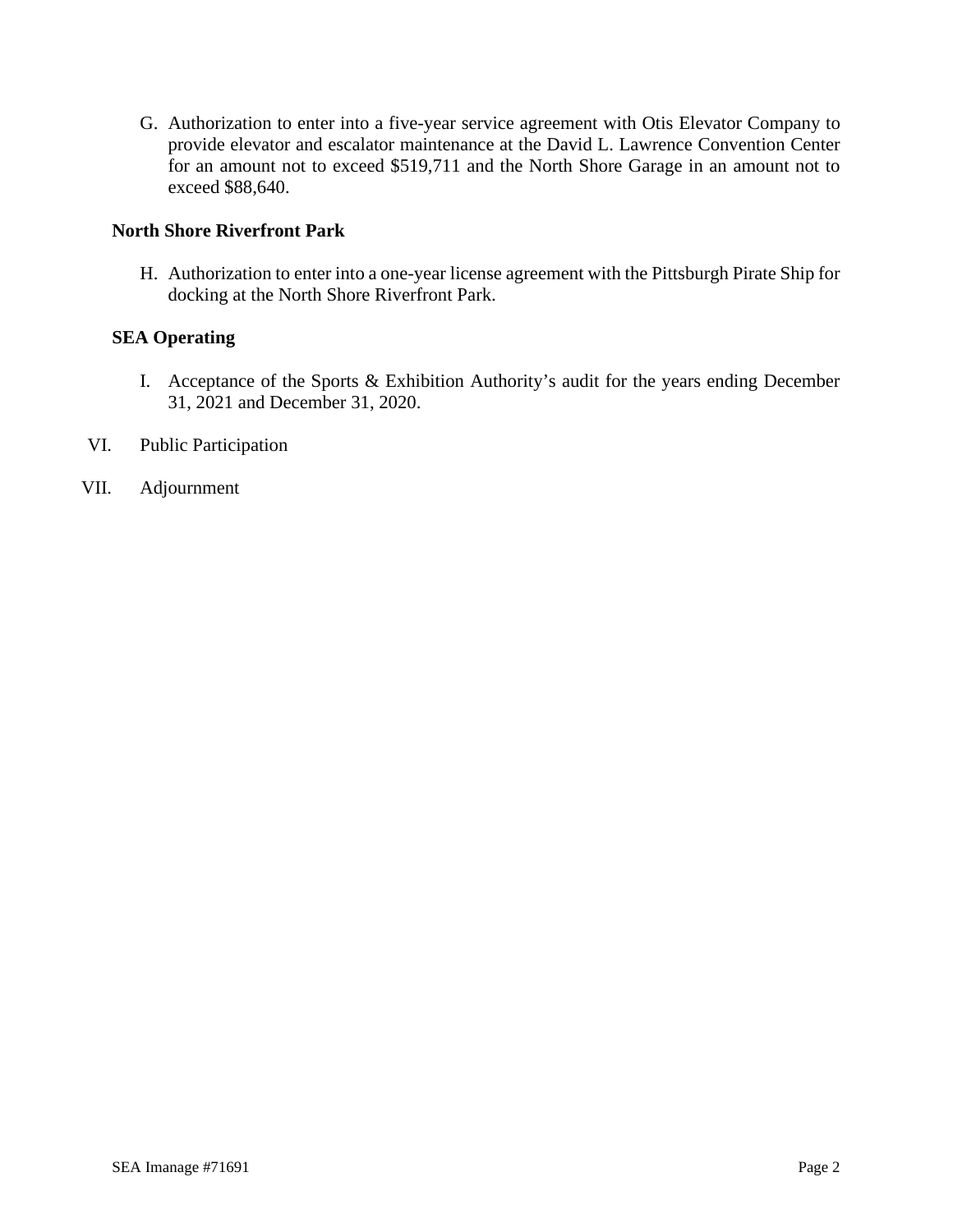G. Authorization to enter into a five-year service agreement with Otis Elevator Company to provide elevator and escalator maintenance at the David L. Lawrence Convention Center for an amount not to exceed $519,711 and the North Shore Garage in an amount not to exceed $88,640.

**North Shore Riverfront Park**

H. Authorization to enter into a one-year license agreement with the Pittsburgh Pirate Ship for docking at the North Shore Riverfront Park.

**SEA Operating**

I. Acceptance of the Sports & Exhibition Authority's audit for the years ending December 31, 2021 and December 31, 2020.

VI. Public Participation

VII. Adjournment